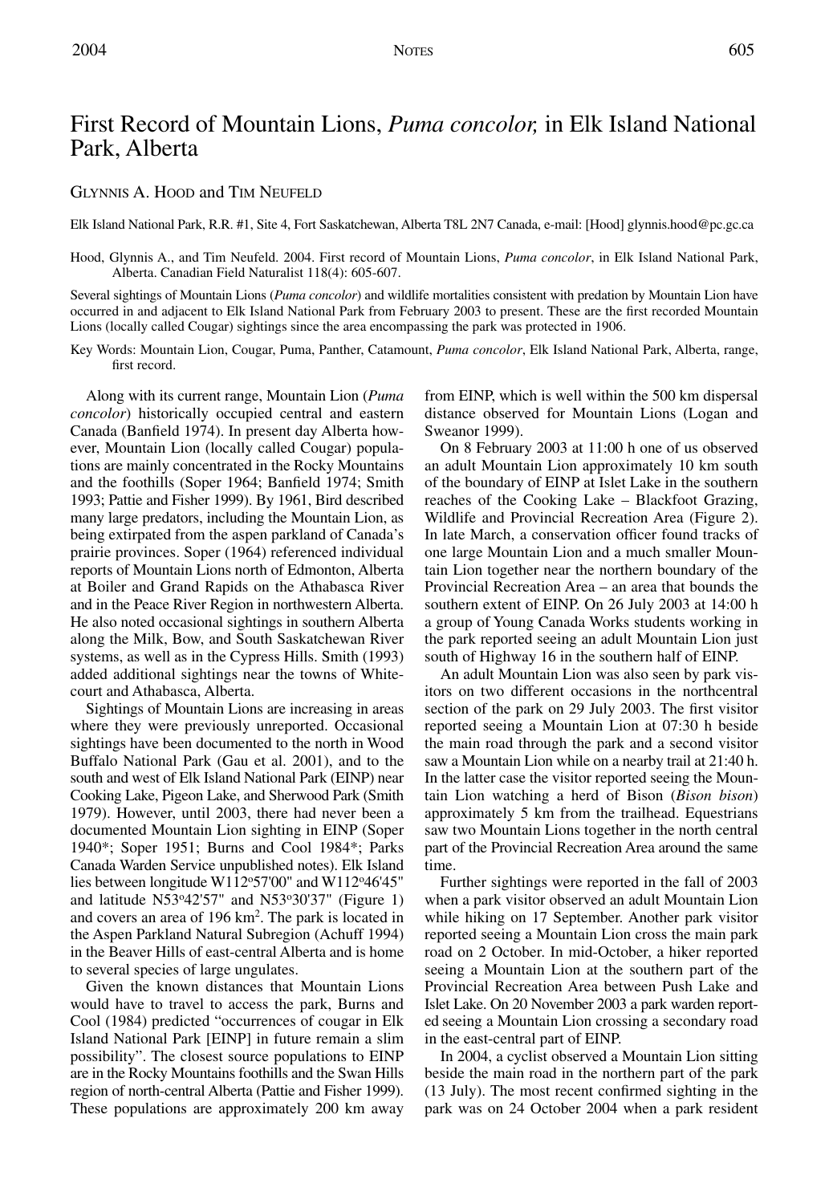# First Record of Mountain Lions, *Puma concolor,* in Elk Island National Park, Alberta

GLYNNIS A. HOOD and TIM NEUFELD

Elk Island National Park, R.R. #1, Site 4, Fort Saskatchewan, Alberta T8L 2N7 Canada, e-mail: [Hood] glynnis.hood@pc.gc.ca

Hood, Glynnis A., and Tim Neufeld. 2004. First record of Mountain Lions, *Puma concolor*, in Elk Island National Park, Alberta. Canadian Field Naturalist 118(4): 605-607.

Several sightings of Mountain Lions (*Puma concolor*) and wildlife mortalities consistent with predation by Mountain Lion have occurred in and adjacent to Elk Island National Park from February 2003 to present. These are the first recorded Mountain Lions (locally called Cougar) sightings since the area encompassing the park was protected in 1906.

Key Words: Mountain Lion, Cougar, Puma, Panther, Catamount, *Puma concolor*, Elk Island National Park, Alberta, range, first record.

Along with its current range, Mountain Lion (*Puma concolor*) historically occupied central and eastern Canada (Banfield 1974). In present day Alberta however, Mountain Lion (locally called Cougar) populations are mainly concentrated in the Rocky Mountains and the foothills (Soper 1964; Banfield 1974; Smith 1993; Pattie and Fisher 1999). By 1961, Bird described many large predators, including the Mountain Lion, as being extirpated from the aspen parkland of Canada's prairie provinces. Soper (1964) referenced individual reports of Mountain Lions north of Edmonton, Alberta at Boiler and Grand Rapids on the Athabasca River and in the Peace River Region in northwestern Alberta. He also noted occasional sightings in southern Alberta along the Milk, Bow, and South Saskatchewan River systems, as well as in the Cypress Hills. Smith (1993) added additional sightings near the towns of Whitecourt and Athabasca, Alberta.

Sightings of Mountain Lions are increasing in areas where they were previously unreported. Occasional sightings have been documented to the north in Wood Buffalo National Park (Gau et al. 2001), and to the south and west of Elk Island National Park (EINP) near Cooking Lake, Pigeon Lake, and Sherwood Park (Smith 1979). However, until 2003, there had never been a documented Mountain Lion sighting in EINP (Soper 1940*; Soper 1951; Burns and Cool 1984*; Parks Canada Warden Service unpublished notes). Elk Island lies between longitude W112°57'00" and W112°46'45" and latitude N53°42'57" and N53°30'37" (Figure 1) and covers an area of 196 km$^2$. The park is located in the Aspen Parkland Natural Subregion (Achuff 1994) in the Beaver Hills of east-central Alberta and is home to several species of large ungulates.

Given the known distances that Mountain Lions would have to travel to access the park, Burns and Cool (1984) predicted "occurrences of cougar in Elk Island National Park [EINP] in future remain a slim possibility". The closest source populations to EINP are in the Rocky Mountains foothills and the Swan Hills region of north-central Alberta (Pattie and Fisher 1999). These populations are approximately 200 km away from EINP, which is well within the 500 km dispersal distance observed for Mountain Lions (Logan and Sweanor 1999).

On 8 February 2003 at 11:00 h one of us observed an adult Mountain Lion approximately 10 km south of the boundary of EINP at Islet Lake in the southern reaches of the Cooking Lake – Blackfoot Grazing, Wildlife and Provincial Recreation Area (Figure 2). In late March, a conservation officer found tracks of one large Mountain Lion and a much smaller Mountain Lion together near the northern boundary of the Provincial Recreation Area – an area that bounds the southern extent of EINP. On 26 July 2003 at 14:00 h a group of Young Canada Works students working in the park reported seeing an adult Mountain Lion just south of Highway 16 in the southern half of EINP.

An adult Mountain Lion was also seen by park visitors on two different occasions in the northcentral section of the park on 29 July 2003. The first visitor reported seeing a Mountain Lion at 07:30 h beside the main road through the park and a second visitor saw a Mountain Lion while on a nearby trail at 21:40 h. In the latter case the visitor reported seeing the Mountain Lion watching a herd of Bison (*Bison bison*) approximately 5 km from the trailhead. Equestrians saw two Mountain Lions together in the north central part of the Provincial Recreation Area around the same time.

Further sightings were reported in the fall of 2003 when a park visitor observed an adult Mountain Lion while hiking on 17 September. Another park visitor reported seeing a Mountain Lion cross the main park road on 2 October. In mid-October, a hiker reported seeing a Mountain Lion at the southern part of the Provincial Recreation Area between Push Lake and Islet Lake. On 20 November 2003 a park warden reported seeing a Mountain Lion crossing a secondary road in the east-central part of EINP.

In 2004, a cyclist observed a Mountain Lion sitting beside the main road in the northern part of the park (13 July). The most recent confirmed sighting in the park was on 24 October 2004 when a park resident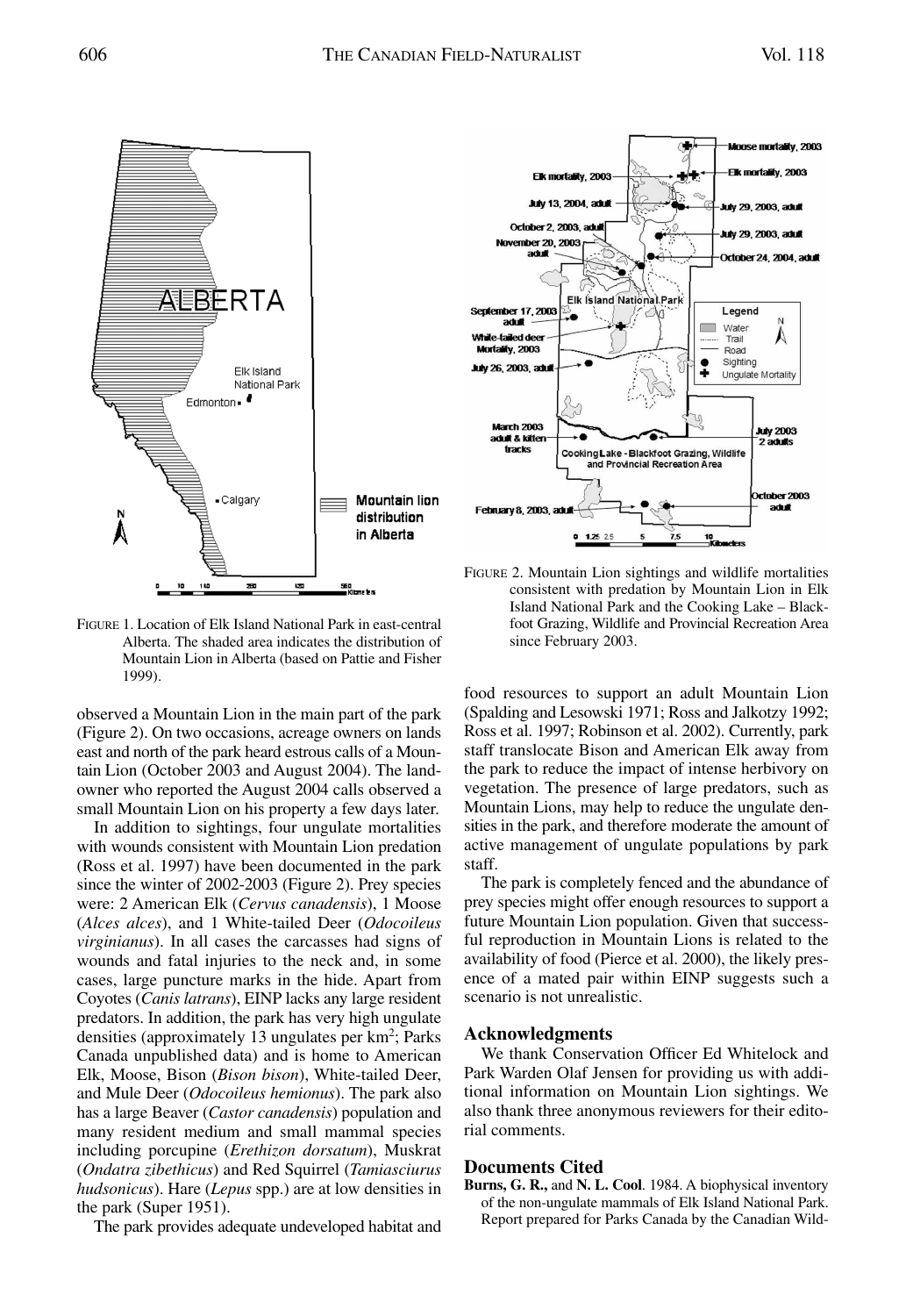FIGURE 1. Location of Elk Island National Park in east-central Alberta. The shaded area indicates the distribution of Mountain Lion in Alberta (based on Pattie and Fisher 1999).

FIGURE 2. Mountain Lion sightings and wildlife mortalities consistent with predation by Mountain Lion in Elk Island National Park and the Cooking Lake – Blackfoot Grazing, Wildlife and Provincial Recreation Area since February 2003.

observed a Mountain Lion in the main part of the park (Figure 2). On two occasions, acreage owners on lands east and north of the park heard estrous calls of a Mountain Lion (October 2003 and August 2004). The landowner who reported the August 2004 calls observed a small Mountain Lion on his property a few days later.

In addition to sightings, four ungulate mortalities with wounds consistent with Mountain Lion predation (Ross et al. 1997) have been documented in the park since the winter of 2002-2003 (Figure 2). Prey species were: 2 American Elk (*Cervus canadensis*), 1 Moose (*Alces alces*), and 1 White-tailed Deer (*Odocoileus virginianus*). In all cases the carcasses had signs of wounds and fatal injuries to the neck and, in some cases, large puncture marks in the hide. Apart from Coyotes (*Canis latrans*), EINP lacks any large resident predators. In addition, the park has very high ungulate densities (approximately 13 ungulates per km$^2$; Parks Canada unpublished data) and is home to American Elk, Moose, Bison (*Bison bison*), White-tailed Deer, and Mule Deer (*Odocoileus hemionus*). The park also has a large Beaver (*Castor canadensis*) population and many resident medium and small mammal species including porcupine (*Erethizon dorsatum*), Muskrat (*Ondatra zibethicus*) and Red Squirrel (*Tamiasciurus hudsonicus*). Hare (*Lepus* spp.) are at low densities in the park (Super 1951).

The park provides adequate undeveloped habitat and food resources to support an adult Mountain Lion (Spalding and Lesowski 1971; Ross and Jalkotzy 1992; Ross et al. 1997; Robinson et al. 2002). Currently, park staff translocate Bison and American Elk away from the park to reduce the impact of intense herbivory on vegetation. The presence of large predators, such as Mountain Lions, may help to reduce the ungulate densities in the park, and therefore moderate the amount of active management of ungulate populations by park staff.

The park is completely fenced and the abundance of prey species might offer enough resources to support a future Mountain Lion population. Given that successful reproduction in Mountain Lions is related to the availability of food (Pierce et al. 2000), the likely presence of a mated pair within EINP suggests such a scenario is not unrealistic.

## Acknowledgments

We thank Conservation Officer Ed Whitelock and Park Warden Olaf Jensen for providing us with additional information on Mountain Lion sightings. We also thank three anonymous reviewers for their editorial comments.

## Documents Cited

**Burns, G. R.,** and **N. L. Cool**. 1984. A biophysical inventory of the non-ungulate mammals of Elk Island National Park. Report prepared for Parks Canada by the Canadian Wild-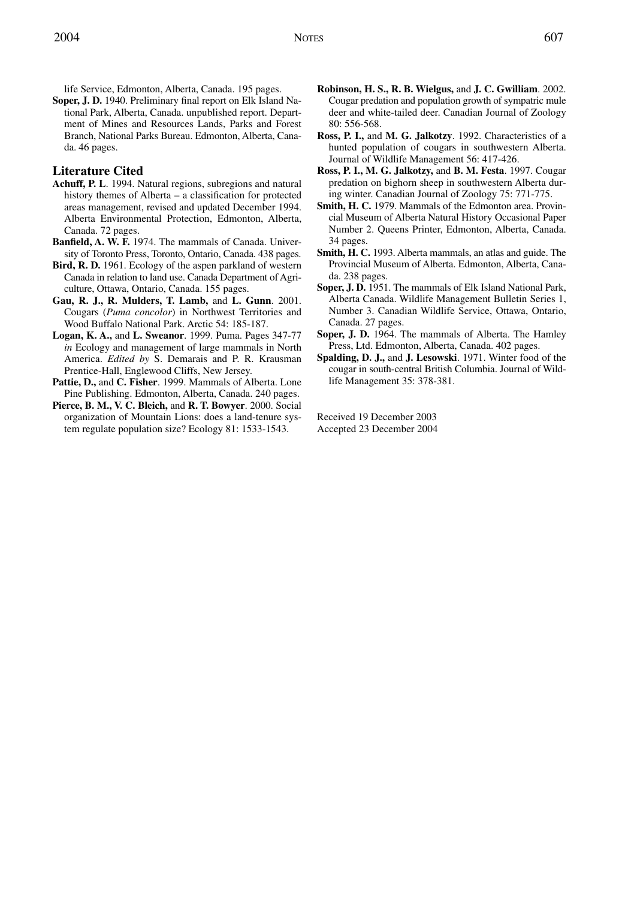life Service, Edmonton, Alberta, Canada. 195 pages.

**Soper, J. D.** 1940. Preliminary final report on Elk Island National Park, Alberta, Canada. unpublished report. Department of Mines and Resources Lands, Parks and Forest Branch, National Parks Bureau. Edmonton, Alberta, Canada. 46 pages.

## Literature Cited

**Achuff, P. L**. 1994. Natural regions, subregions and natural history themes of Alberta – a classification for protected areas management, revised and updated December 1994. Alberta Environmental Protection, Edmonton, Alberta, Canada. 72 pages.

**Banfield, A. W. F.** 1974. The mammals of Canada. University of Toronto Press, Toronto, Ontario, Canada. 438 pages.

**Bird, R. D.** 1961. Ecology of the aspen parkland of western Canada in relation to land use. Canada Department of Agriculture, Ottawa, Ontario, Canada. 155 pages.

**Gau, R. J., R. Mulders, T. Lamb,** and **L. Gunn**. 2001. Cougars (*Puma concolor*) in Northwest Territories and Wood Buffalo National Park. Arctic 54: 185-187.

**Logan, K. A.,** and **L. Sweanor**. 1999. Puma. Pages 347-77 *in* Ecology and management of large mammals in North America. *Edited by* S. Demarais and P. R. Krausman Prentice-Hall, Englewood Cliffs, New Jersey.

**Pattie, D.,** and **C. Fisher**. 1999. Mammals of Alberta. Lone Pine Publishing. Edmonton, Alberta, Canada. 240 pages.

**Pierce, B. M., V. C. Bleich,** and **R. T. Bowyer**. 2000. Social organization of Mountain Lions: does a land-tenure system regulate population size? Ecology 81: 1533-1543.

**Robinson, H. S., R. B. Wielgus,** and **J. C. Gwilliam**. 2002. Cougar predation and population growth of sympatric mule deer and white-tailed deer. Canadian Journal of Zoology 80: 556-568.

**Ross, P. I.,** and **M. G. Jalkotzy**. 1992. Characteristics of a hunted population of cougars in southwestern Alberta. Journal of Wildlife Management 56: 417-426.

**Ross, P. I., M. G. Jalkotzy,** and **B. M. Festa**. 1997. Cougar predation on bighorn sheep in southwestern Alberta during winter. Canadian Journal of Zoology 75: 771-775.

**Smith, H. C.** 1979. Mammals of the Edmonton area. Provincial Museum of Alberta Natural History Occasional Paper Number 2. Queens Printer, Edmonton, Alberta, Canada. 34 pages.

**Smith, H. C.** 1993. Alberta mammals, an atlas and guide. The Provincial Museum of Alberta. Edmonton, Alberta, Canada. 238 pages.

**Soper, J. D.** 1951. The mammals of Elk Island National Park, Alberta Canada. Wildlife Management Bulletin Series 1, Number 3. Canadian Wildlife Service, Ottawa, Ontario, Canada. 27 pages.

**Soper, J. D.** 1964. The mammals of Alberta. The Hamley Press, Ltd. Edmonton, Alberta, Canada. 402 pages.

**Spalding, D. J.,** and **J. Lesowski**. 1971. Winter food of the cougar in south-central British Columbia. Journal of Wildlife Management 35: 378-381.

Received 19 December 2003
Accepted 23 December 2004